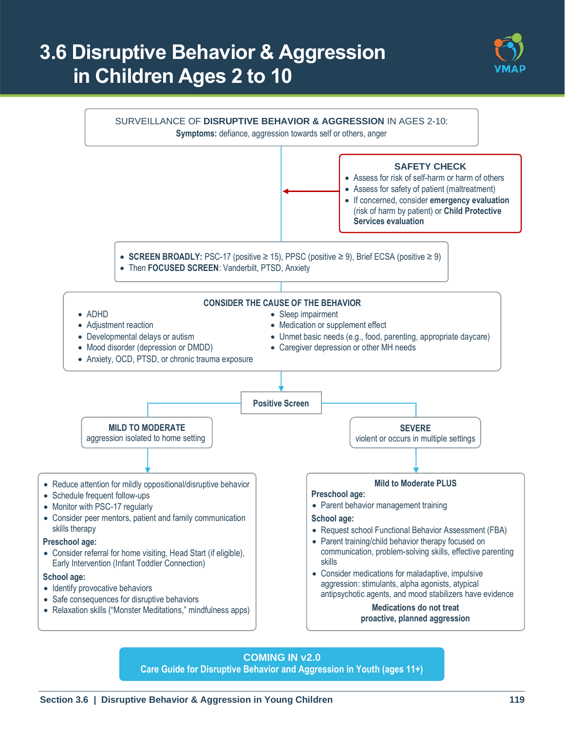# 3.6 Disruptive Behavior & Aggression in Children Ages 2 to 10

SURVEILLANCE OF **DISRUPTIVE BEHAVIOR & AGGRESSION** IN AGES 2-10:
**Symptoms:** defiance, aggression towards self or others, anger

**SAFETY CHECK**

- Assess for risk of self-harm or harm of others
- Assess for safety of patient (maltreatment)
- If concerned, consider **emergency evaluation** (risk of harm by patient) or **Child Protective Services evaluation**

- **SCREEN BROADLY:** PSC-17 (positive ≥ 15), PPSC (positive ≥ 9), Brief ECSA (positive ≥ 9)
- Then **FOCUSED SCREEN**: Vanderbilt, PTSD, Anxiety

**CONSIDER THE CAUSE OF THE BEHAVIOR**

- ADHD
- Adjustment reaction
- Developmental delays or autism
- Mood disorder (depression or DMDD)
- Anxiety, OCD, PTSD, or chronic trauma exposure
- Sleep impairment
- Medication or supplement effect
- Unmet basic needs (e.g., food, parenting, appropriate daycare)
- Caregiver depression or other MH needs

**Positive Screen**

**MILD TO MODERATE**
aggression isolated to home setting

- Reduce attention for mildly oppositional/disruptive behavior
- Schedule frequent follow-ups
- Monitor with PSC-17 regularly
- Consider peer mentors, patient and family communication skills therapy

**Preschool age:**

- Consider referral for home visiting, Head Start (if eligible), Early Intervention (Infant Toddler Connection)

**School age:**

- Identify provocative behaviors
- Safe consequences for disruptive behaviors
- Relaxation skills ("Monster Meditations," mindfulness apps)

**SEVERE**
violent or occurs in multiple settings

**Mild to Moderate PLUS**

**Preschool age:**

- Parent behavior management training

**School age:**

- Request school Functional Behavior Assessment (FBA)
- Parent training/child behavior therapy focused on communication, problem-solving skills, effective parenting skills
- Consider medications for maladaptive, impulsive aggression: stimulants, alpha agonists, atypical antipsychotic agents, and mood stabilizers have evidence

**Medications do not treat proactive, planned aggression**

**COMING IN v2.0**
**Care Guide for Disruptive Behavior and Aggression in Youth (ages 11+)**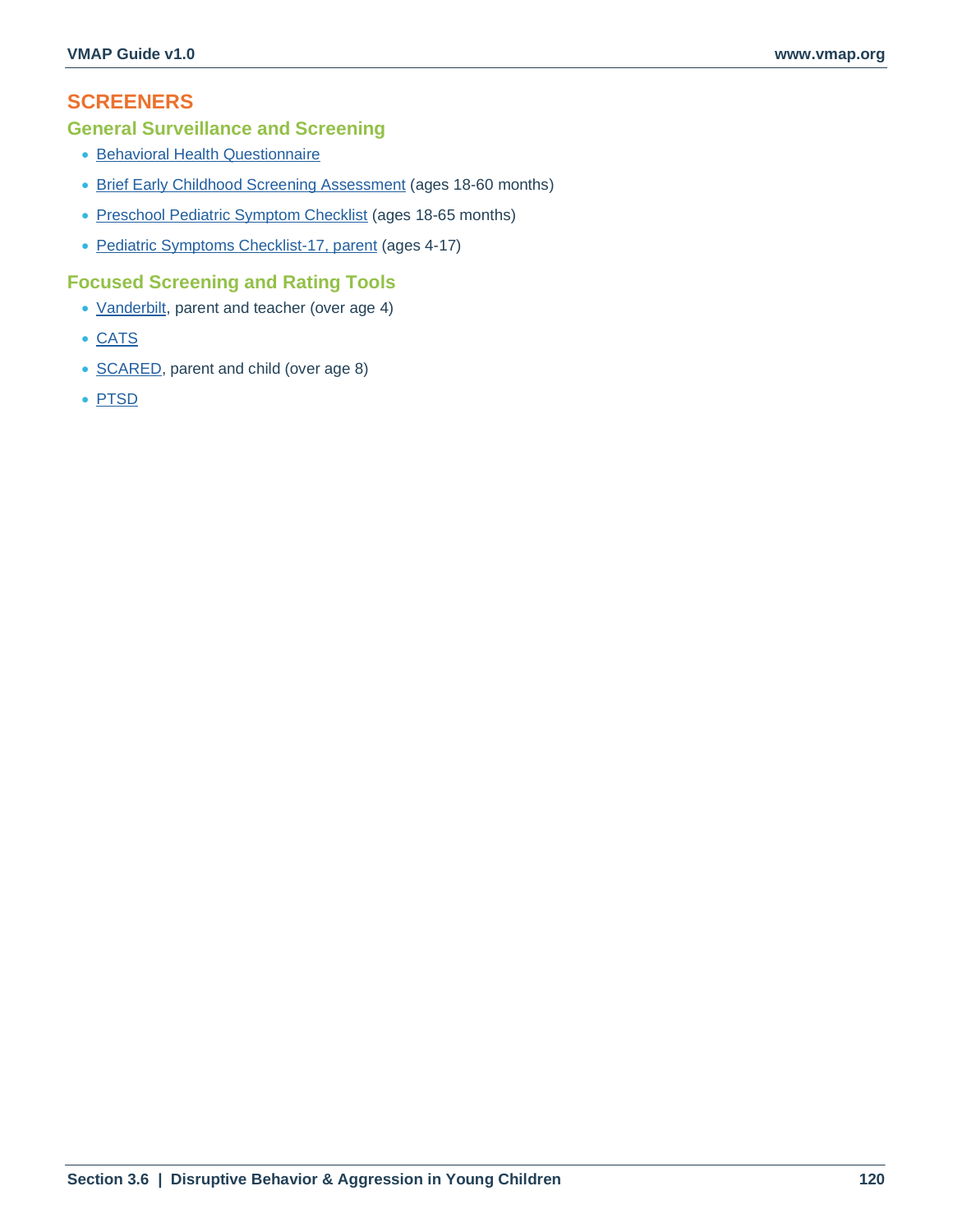# SCREENERS

## General Surveillance and Screening

- Behavioral Health Questionnaire
- Brief Early Childhood Screening Assessment (ages 18-60 months)
- Preschool Pediatric Symptom Checklist (ages 18-65 months)
- Pediatric Symptoms Checklist-17, parent (ages 4-17)

## Focused Screening and Rating Tools

- Vanderbilt, parent and teacher (over age 4)
- CATS
- SCARED, parent and child (over age 8)
- PTSD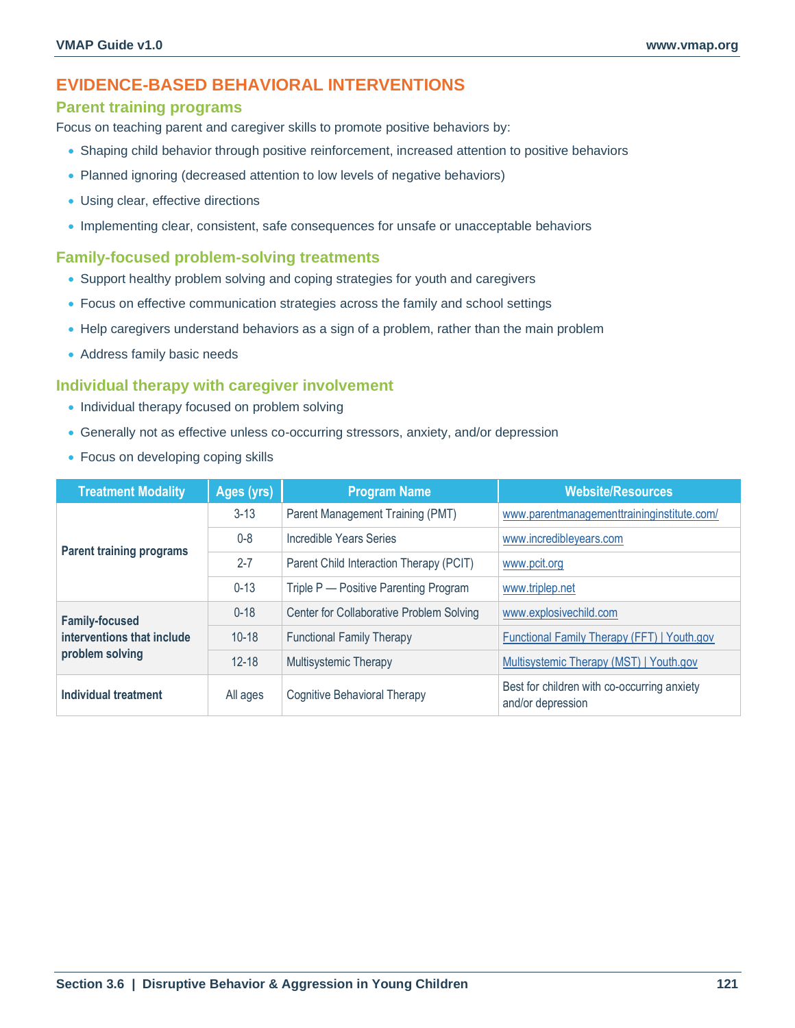## EVIDENCE-BASED BEHAVIORAL INTERVENTIONS

### Parent training programs

Focus on teaching parent and caregiver skills to promote positive behaviors by:

- Shaping child behavior through positive reinforcement, increased attention to positive behaviors
- Planned ignoring (decreased attention to low levels of negative behaviors)
- Using clear, effective directions
- Implementing clear, consistent, safe consequences for unsafe or unacceptable behaviors

### Family-focused problem-solving treatments

- Support healthy problem solving and coping strategies for youth and caregivers
- Focus on effective communication strategies across the family and school settings
- Help caregivers understand behaviors as a sign of a problem, rather than the main problem
- Address family basic needs

### Individual therapy with caregiver involvement

- Individual therapy focused on problem solving
- Generally not as effective unless co-occurring stressors, anxiety, and/or depression
- Focus on developing coping skills

| Treatment Modality | Ages (yrs) | Program Name | Website/Resources |
|---|---|---|---|
| **Parent training programs** | 3-13 | Parent Management Training (PMT) | www.parentmanagementtraininginstitute.com/ |
| | 0-8 | Incredible Years Series | www.incredibleyears.com |
| | 2-7 | Parent Child Interaction Therapy (PCIT) | www.pcit.org |
| | 0-13 | Triple P — Positive Parenting Program | www.triplep.net |
| **Family-focused interventions that include problem solving** | 0-18 | Center for Collaborative Problem Solving | www.explosivechild.com |
| | 10-18 | Functional Family Therapy | Functional Family Therapy (FFT) \| Youth.gov |
| | 12-18 | Multisystemic Therapy | Multisystemic Therapy (MST) \| Youth.gov |
| **Individual treatment** | All ages | Cognitive Behavioral Therapy | Best for children with co-occurring anxiety and/or depression |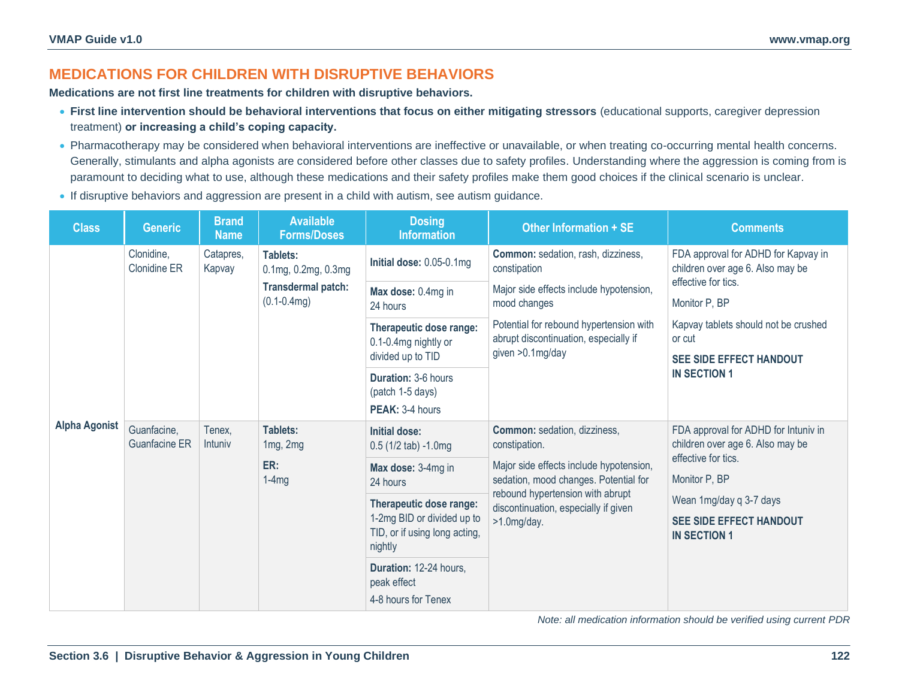## MEDICATIONS FOR CHILDREN WITH DISRUPTIVE BEHAVIORS

**Medications are not first line treatments for children with disruptive behaviors.**

- **First line intervention should be behavioral interventions that focus on either mitigating stressors** (educational supports, caregiver depression treatment) **or increasing a child's coping capacity.**
- Pharmacotherapy may be considered when behavioral interventions are ineffective or unavailable, or when treating co-occurring mental health concerns. Generally, stimulants and alpha agonists are considered before other classes due to safety profiles. Understanding where the aggression is coming from is paramount to deciding what to use, although these medications and their safety profiles make them good choices if the clinical scenario is unclear.
- If disruptive behaviors and aggression are present in a child with autism, see autism guidance.

| Class | Generic | Brand Name | Available Forms/Doses | Dosing Information | Other Information + SE | Comments |
|---|---|---|---|---|---|---|
| **Alpha Agonist** | Clonidine, Clonidine ER | Catapres, Kapvay | **Tablets:** 0.1mg, 0.2mg, 0.3mg<br>**Transdermal patch:** (0.1-0.4mg) | **Initial dose:** 0.05-0.1mg<br>**Max dose:** 0.4mg in 24 hours<br>**Therapeutic dose range:** 0.1-0.4mg nightly or divided up to TID<br>**Duration:** 3-6 hours (patch 1-5 days)<br>**PEAK:** 3-4 hours | **Common:** sedation, rash, dizziness, constipation<br>Major side effects include hypotension, mood changes<br>Potential for rebound hypertension with abrupt discontinuation, especially if given >0.1mg/day | FDA approval for ADHD for Kapvay in children over age 6. Also may be effective for tics.<br>Monitor P, BP<br>Kapvay tablets should not be crushed or cut<br>**SEE SIDE EFFECT HANDOUT IN SECTION 1** |
| | Guanfacine, Guanfacine ER | Tenex, Intuniv | **Tablets:** 1mg, 2mg<br>**ER:** 1-4mg | **Initial dose:** 0.5 (1/2 tab) -1.0mg<br>**Max dose:** 3-4mg in 24 hours<br>**Therapeutic dose range:** 1-2mg BID or divided up to TID, or if using long acting, nightly<br>**Duration:** 12-24 hours, peak effect<br>4-8 hours for Tenex | **Common:** sedation, dizziness, constipation.<br>Major side effects include hypotension, sedation, mood changes. Potential for rebound hypertension with abrupt discontinuation, especially if given >1.0mg/day. | FDA approval for ADHD for Intuniv in children over age 6. Also may be effective for tics.<br>Monitor P, BP<br>Wean 1mg/day q 3-7 days<br>**SEE SIDE EFFECT HANDOUT IN SECTION 1** |

*Note: all medication information should be verified using current PDR*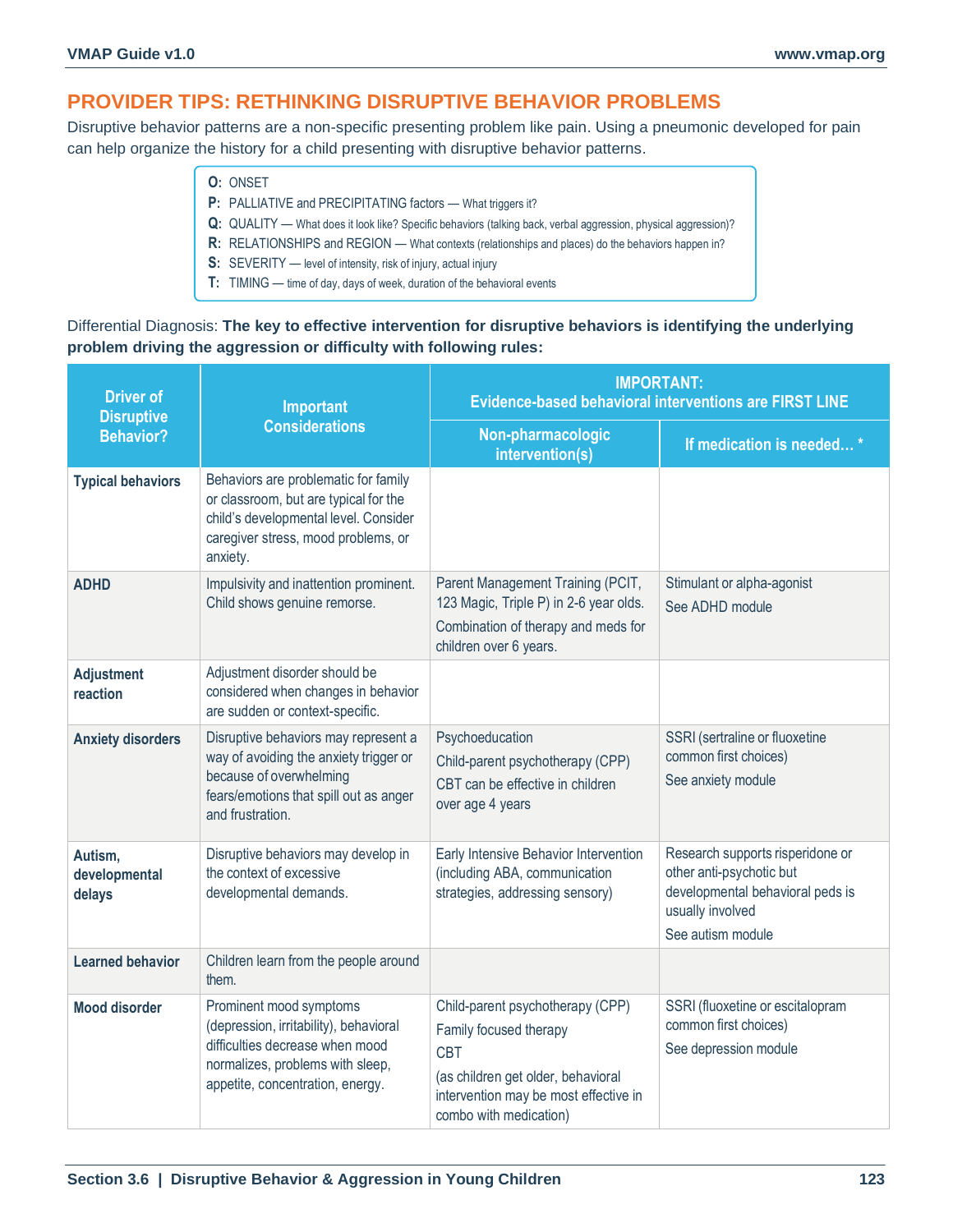## PROVIDER TIPS: RETHINKING DISRUPTIVE BEHAVIOR PROBLEMS

Disruptive behavior patterns are a non-specific presenting problem like pain. Using a pneumonic developed for pain can help organize the history for a child presenting with disruptive behavior patterns.

- **O:** ONSET
- **P:** PALLIATIVE and PRECIPITATING factors — What triggers it?
- **Q:** QUALITY — What does it look like? Specific behaviors (talking back, verbal aggression, physical aggression)?
- **R:** RELATIONSHIPS and REGION — What contexts (relationships and places) do the behaviors happen in?
- **S:** SEVERITY — level of intensity, risk of injury, actual injury
- **T:** TIMING — time of day, days of week, duration of the behavioral events

Differential Diagnosis: **The key to effective intervention for disruptive behaviors is identifying the underlying problem driving the aggression or difficulty with following rules:**

| Driver of Disruptive Behavior? | Important Considerations | IMPORTANT: Evidence-based behavioral interventions are FIRST LINE | |
|---|---|---|---|
| | | Non-pharmacologic intervention(s) | If medication is needed… * |
| **Typical behaviors** | Behaviors are problematic for family or classroom, but are typical for the child's developmental level. Consider caregiver stress, mood problems, or anxiety. | | |
| **ADHD** | Impulsivity and inattention prominent. Child shows genuine remorse. | Parent Management Training (PCIT, 123 Magic, Triple P) in 2-6 year olds.<br>Combination of therapy and meds for children over 6 years. | Stimulant or alpha-agonist<br>See ADHD module |
| **Adjustment reaction** | Adjustment disorder should be considered when changes in behavior are sudden or context-specific. | | |
| **Anxiety disorders** | Disruptive behaviors may represent a way of avoiding the anxiety trigger or because of overwhelming fears/emotions that spill out as anger and frustration. | Psychoeducation<br>Child-parent psychotherapy (CPP)<br>CBT can be effective in children over age 4 years | SSRI (sertraline or fluoxetine common first choices)<br>See anxiety module |
| **Autism, developmental delays** | Disruptive behaviors may develop in the context of excessive developmental demands. | Early Intensive Behavior Intervention (including ABA, communication strategies, addressing sensory) | Research supports risperidone or other anti-psychotic but developmental behavioral peds is usually involved<br>See autism module |
| **Learned behavior** | Children learn from the people around them. | | |
| **Mood disorder** | Prominent mood symptoms (depression, irritability), behavioral difficulties decrease when mood normalizes, problems with sleep, appetite, concentration, energy. | Child-parent psychotherapy (CPP)<br>Family focused therapy<br>CBT<br>(as children get older, behavioral intervention may be most effective in combo with medication) | SSRI (fluoxetine or escitalopram common first choices)<br>See depression module |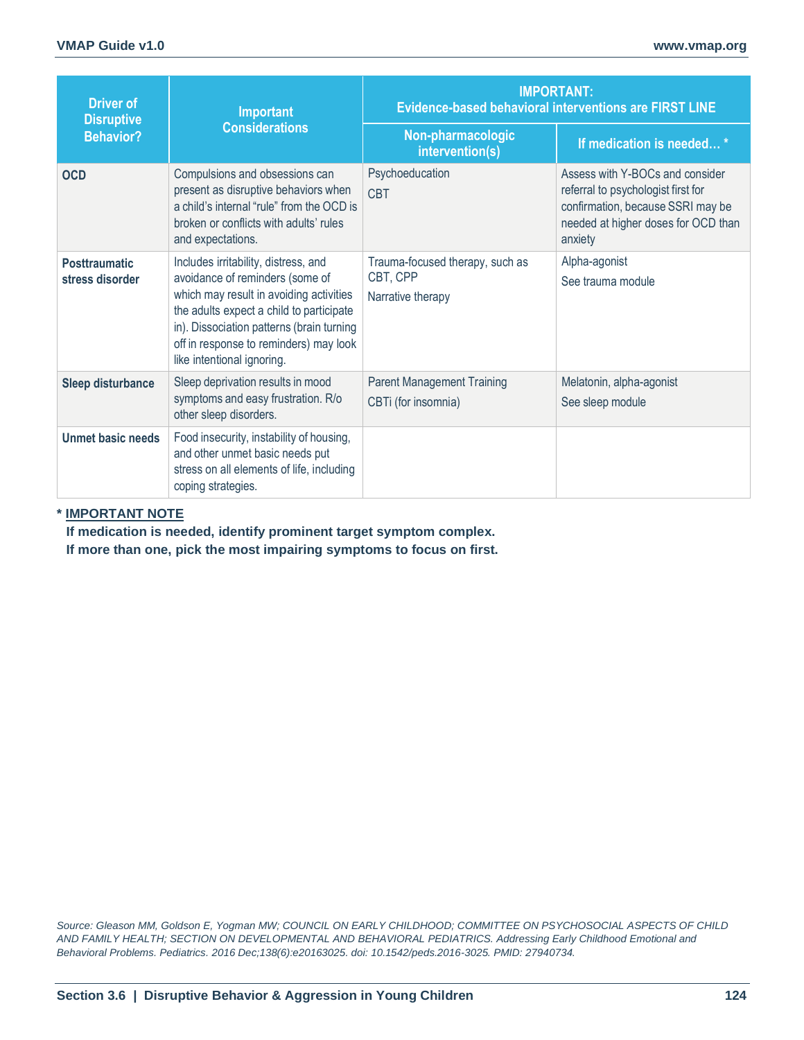| Driver of Disruptive Behavior? | Important Considerations | IMPORTANT: Evidence-based behavioral interventions are FIRST LINE | |
|---|---|---|---|
| | | Non-pharmacologic intervention(s) | If medication is needed… * |
| **OCD** | Compulsions and obsessions can present as disruptive behaviors when a child's internal "rule" from the OCD is broken or conflicts with adults' rules and expectations. | Psychoeducation<br>CBT | Assess with Y-BOCs and consider referral to psychologist first for confirmation, because SSRI may be needed at higher doses for OCD than anxiety |
| **Posttraumatic stress disorder** | Includes irritability, distress, and avoidance of reminders (some of which may result in avoiding activities the adults expect a child to participate in). Dissociation patterns (brain turning off in response to reminders) may look like intentional ignoring. | Trauma-focused therapy, such as CBT, CPP<br>Narrative therapy | Alpha-agonist<br>See trauma module |
| **Sleep disturbance** | Sleep deprivation results in mood symptoms and easy frustration. R/o other sleep disorders. | Parent Management Training<br>CBTi (for insomnia) | Melatonin, alpha-agonist<br>See sleep module |
| **Unmet basic needs** | Food insecurity, instability of housing, and other unmet basic needs put stress on all elements of life, including coping strategies. | | |

**\* IMPORTANT NOTE**

**If medication is needed, identify prominent target symptom complex.**
**If more than one, pick the most impairing symptoms to focus on first.**

*Source: Gleason MM, Goldson E, Yogman MW; COUNCIL ON EARLY CHILDHOOD; COMMITTEE ON PSYCHOSOCIAL ASPECTS OF CHILD AND FAMILY HEALTH; SECTION ON DEVELOPMENTAL AND BEHAVIORAL PEDIATRICS. Addressing Early Childhood Emotional and Behavioral Problems. Pediatrics. 2016 Dec;138(6):e20163025. doi: 10.1542/peds.2016-3025. PMID: 27940734.*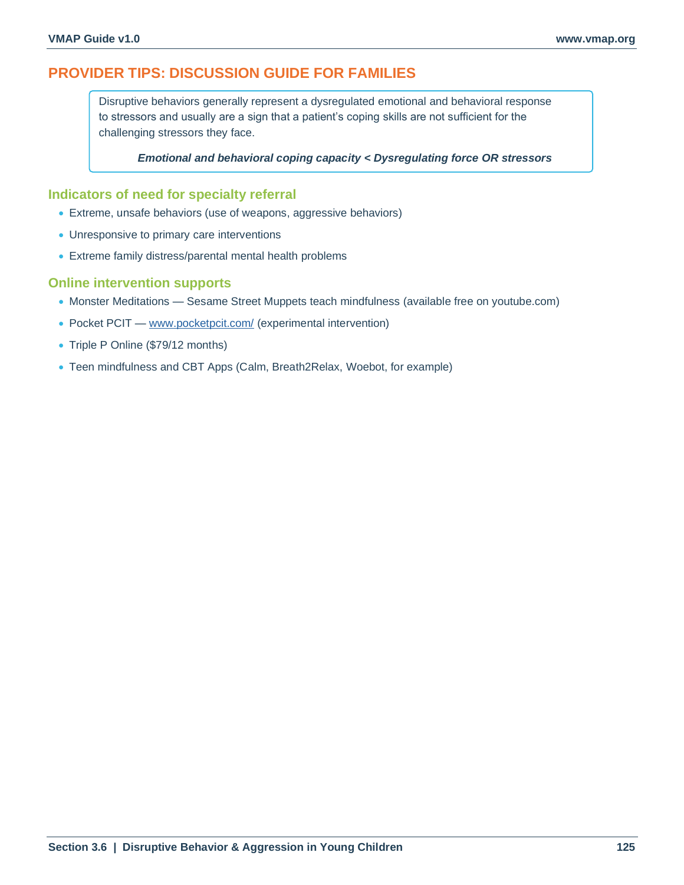## PROVIDER TIPS: DISCUSSION GUIDE FOR FAMILIES

Disruptive behaviors generally represent a dysregulated emotional and behavioral response to stressors and usually are a sign that a patient's coping skills are not sufficient for the challenging stressors they face.

***Emotional and behavioral coping capacity < Dysregulating force OR stressors***

### Indicators of need for specialty referral

- Extreme, unsafe behaviors (use of weapons, aggressive behaviors)
- Unresponsive to primary care interventions
- Extreme family distress/parental mental health problems

### Online intervention supports

- Monster Meditations — Sesame Street Muppets teach mindfulness (available free on youtube.com)
- Pocket PCIT — [www.pocketpcit.com/](www.pocketpcit.com/) (experimental intervention)
- Triple P Online ($79/12 months)
- Teen mindfulness and CBT Apps (Calm, Breath2Relax, Woebot, for example)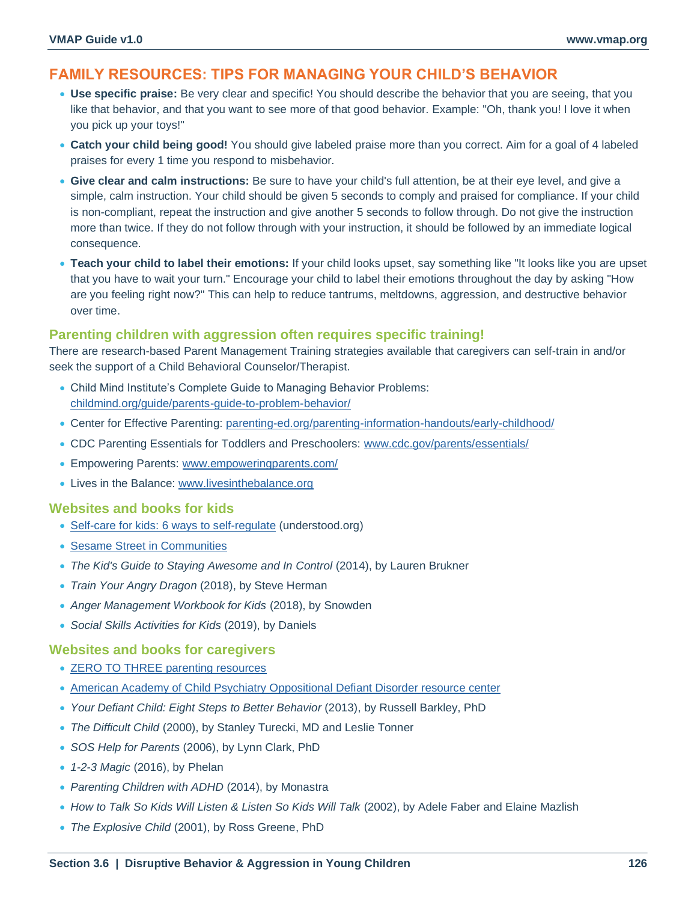## FAMILY RESOURCES: TIPS FOR MANAGING YOUR CHILD'S BEHAVIOR

- **Use specific praise:** Be very clear and specific! You should describe the behavior that you are seeing, that you like that behavior, and that you want to see more of that good behavior. Example: "Oh, thank you! I love it when you pick up your toys!"
- **Catch your child being good!** You should give labeled praise more than you correct. Aim for a goal of 4 labeled praises for every 1 time you respond to misbehavior.
- **Give clear and calm instructions:** Be sure to have your child's full attention, be at their eye level, and give a simple, calm instruction. Your child should be given 5 seconds to comply and praised for compliance. If your child is non-compliant, repeat the instruction and give another 5 seconds to follow through. Do not give the instruction more than twice. If they do not follow through with your instruction, it should be followed by an immediate logical consequence.
- **Teach your child to label their emotions:** If your child looks upset, say something like "It looks like you are upset that you have to wait your turn." Encourage your child to label their emotions throughout the day by asking "How are you feeling right now?" This can help to reduce tantrums, meltdowns, aggression, and destructive behavior over time.

### Parenting children with aggression often requires specific training!

There are research-based Parent Management Training strategies available that caregivers can self-train in and/or seek the support of a Child Behavioral Counselor/Therapist.

- Child Mind Institute's Complete Guide to Managing Behavior Problems: childmind.org/guide/parents-guide-to-problem-behavior/
- Center for Effective Parenting: parenting-ed.org/parenting-information-handouts/early-childhood/
- CDC Parenting Essentials for Toddlers and Preschoolers: www.cdc.gov/parents/essentials/
- Empowering Parents: www.empoweringparents.com/
- Lives in the Balance: www.livesinthebalance.org

### Websites and books for kids

- Self-care for kids: 6 ways to self-regulate (understood.org)
- Sesame Street in Communities
- *The Kid's Guide to Staying Awesome and In Control* (2014), by Lauren Brukner
- *Train Your Angry Dragon* (2018), by Steve Herman
- *Anger Management Workbook for Kids* (2018), by Snowden
- *Social Skills Activities for Kids* (2019), by Daniels

### Websites and books for caregivers

- ZERO TO THREE parenting resources
- American Academy of Child Psychiatry Oppositional Defiant Disorder resource center
- *Your Defiant Child: Eight Steps to Better Behavior* (2013), by Russell Barkley, PhD
- *The Difficult Child* (2000), by Stanley Turecki, MD and Leslie Tonner
- *SOS Help for Parents* (2006), by Lynn Clark, PhD
- *1-2-3 Magic* (2016), by Phelan
- *Parenting Children with ADHD* (2014), by Monastra
- *How to Talk So Kids Will Listen & Listen So Kids Will Talk* (2002), by Adele Faber and Elaine Mazlish
- *The Explosive Child* (2001), by Ross Greene, PhD